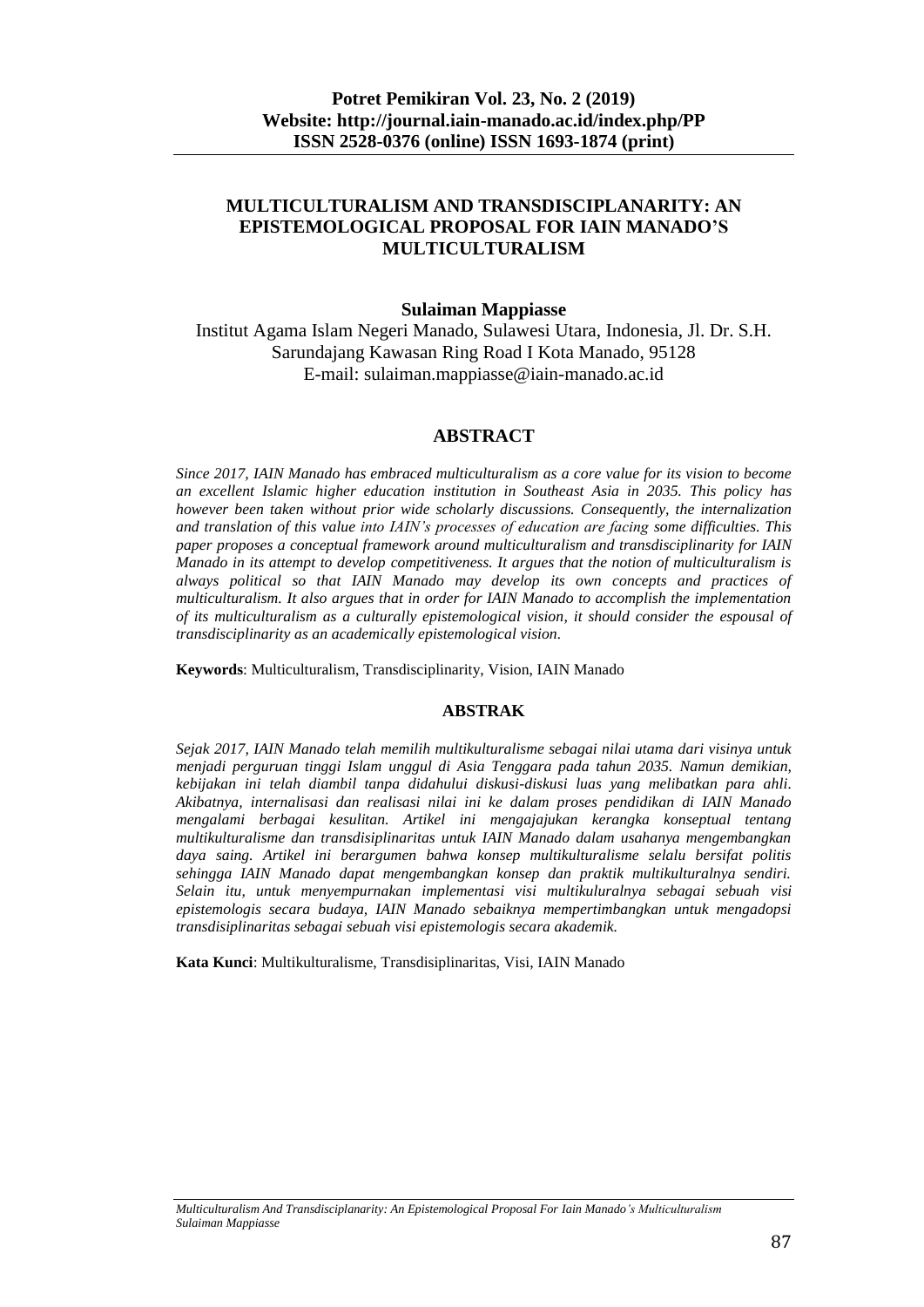# MULTICULTURALISM AND TRANSDISCIPLANARITY: AN EPISTEMOLOGICAL PROPOSAL FOR IAIN MANADO'S MULTICULTURALISM

**Sulaiman Mappiasse**

Institut Agama Islam Negeri Manado, Sulawesi Utara, Indonesia, Jl. Dr. S.H. Sarundajang Kawasan Ring Road I Kota Manado, 95128
E-mail: sulaiman.mappiasse@iain-manado.ac.id

## ABSTRACT

*Since 2017, IAIN Manado has embraced multiculturalism as a core value for its vision to become an excellent Islamic higher education institution in Southeast Asia in 2035. This policy has however been taken without prior wide scholarly discussions. Consequently, the internalization and translation of this value into IAIN's processes of education are facing some difficulties. This paper proposes a conceptual framework around multiculturalism and transdisciplinarity for IAIN Manado in its attempt to develop competitiveness. It argues that the notion of multiculturalism is always political so that IAIN Manado may develop its own concepts and practices of multiculturalism. It also argues that in order for IAIN Manado to accomplish the implementation of its multiculturalism as a culturally epistemological vision, it should consider the espousal of transdisciplinarity as an academically epistemological vision.*

**Keywords**: Multiculturalism, Transdisciplinarity, Vision, IAIN Manado

## ABSTRAK

*Sejak 2017, IAIN Manado telah memilih multikulturalisme sebagai nilai utama dari visinya untuk menjadi perguruan tinggi Islam unggul di Asia Tenggara pada tahun 2035. Namun demikian, kebijakan ini telah diambil tanpa didahului diskusi-diskusi luas yang melibatkan para ahli. Akibatnya, internalisasi dan realisasi nilai ini ke dalam proses pendidikan di IAIN Manado mengalami berbagai kesulitan. Artikel ini mengajajukan kerangka konseptual tentang multikulturalisme dan transdisiplinaritas untuk IAIN Manado dalam usahanya mengembangkan daya saing. Artikel ini berargumen bahwa konsep multikulturalisme selalu bersifat politis sehingga IAIN Manado dapat mengembangkan konsep dan praktik multikulturalnya sendiri. Selain itu, untuk menyempurnakan implementasi visi multikuluralnya sebagai sebuah visi epistemologis secara budaya, IAIN Manado sebaiknya mempertimbangkan untuk mengadopsi transdisiplinaritas sebagai sebuah visi epistemologis secara akademik.*

**Kata Kunci**: Multikulturalisme, Transdisiplinaritas, Visi, IAIN Manado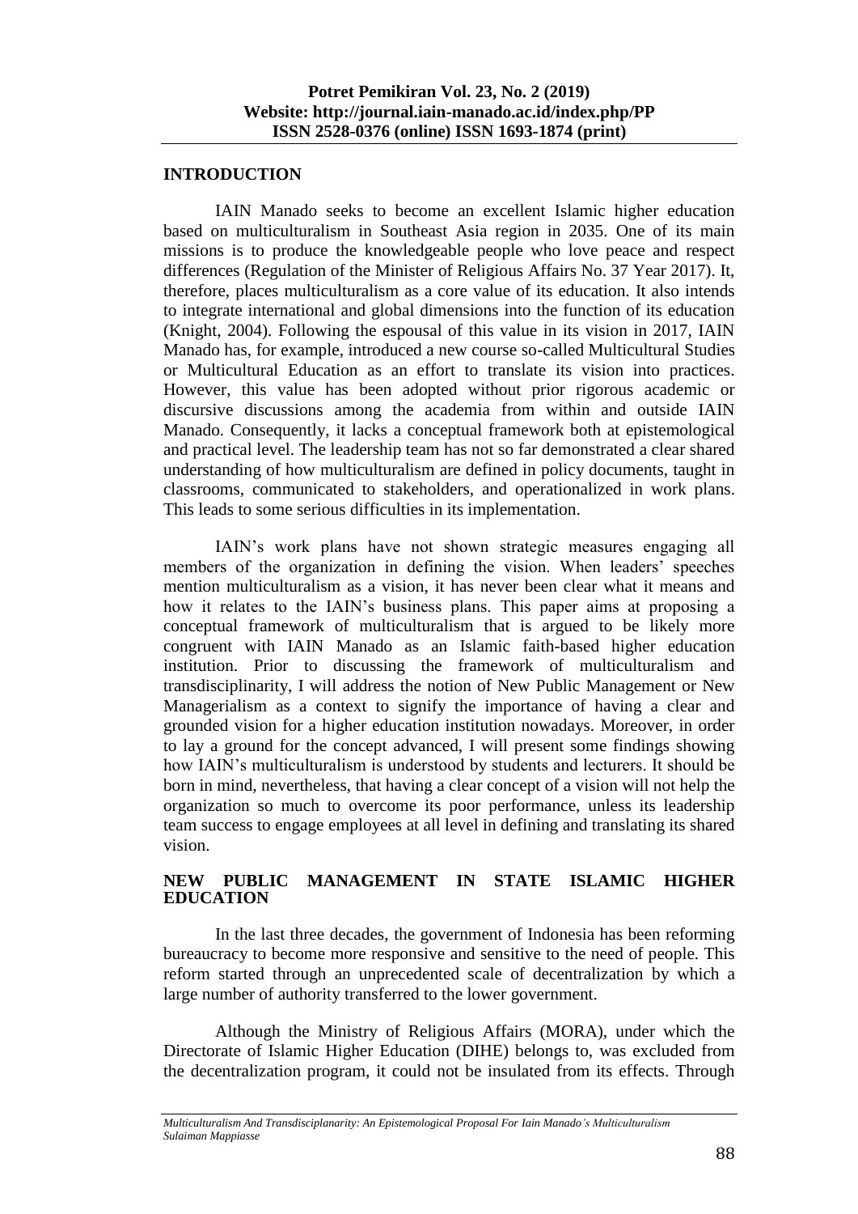## INTRODUCTION

IAIN Manado seeks to become an excellent Islamic higher education based on multiculturalism in Southeast Asia region in 2035. One of its main missions is to produce the knowledgeable people who love peace and respect differences (Regulation of the Minister of Religious Affairs No. 37 Year 2017). It, therefore, places multiculturalism as a core value of its education. It also intends to integrate international and global dimensions into the function of its education (Knight, 2004). Following the espousal of this value in its vision in 2017, IAIN Manado has, for example, introduced a new course so-called Multicultural Studies or Multicultural Education as an effort to translate its vision into practices. However, this value has been adopted without prior rigorous academic or discursive discussions among the academia from within and outside IAIN Manado. Consequently, it lacks a conceptual framework both at epistemological and practical level. The leadership team has not so far demonstrated a clear shared understanding of how multiculturalism are defined in policy documents, taught in classrooms, communicated to stakeholders, and operationalized in work plans. This leads to some serious difficulties in its implementation.

IAIN's work plans have not shown strategic measures engaging all members of the organization in defining the vision. When leaders' speeches mention multiculturalism as a vision, it has never been clear what it means and how it relates to the IAIN's business plans. This paper aims at proposing a conceptual framework of multiculturalism that is argued to be likely more congruent with IAIN Manado as an Islamic faith-based higher education institution. Prior to discussing the framework of multiculturalism and transdisciplinarity, I will address the notion of New Public Management or New Managerialism as a context to signify the importance of having a clear and grounded vision for a higher education institution nowadays. Moreover, in order to lay a ground for the concept advanced, I will present some findings showing how IAIN's multiculturalism is understood by students and lecturers. It should be born in mind, nevertheless, that having a clear concept of a vision will not help the organization so much to overcome its poor performance, unless its leadership team success to engage employees at all level in defining and translating its shared vision.

## NEW PUBLIC MANAGEMENT IN STATE ISLAMIC HIGHER EDUCATION

In the last three decades, the government of Indonesia has been reforming bureaucracy to become more responsive and sensitive to the need of people. This reform started through an unprecedented scale of decentralization by which a large number of authority transferred to the lower government.

Although the Ministry of Religious Affairs (MORA), under which the Directorate of Islamic Higher Education (DIHE) belongs to, was excluded from the decentralization program, it could not be insulated from its effects. Through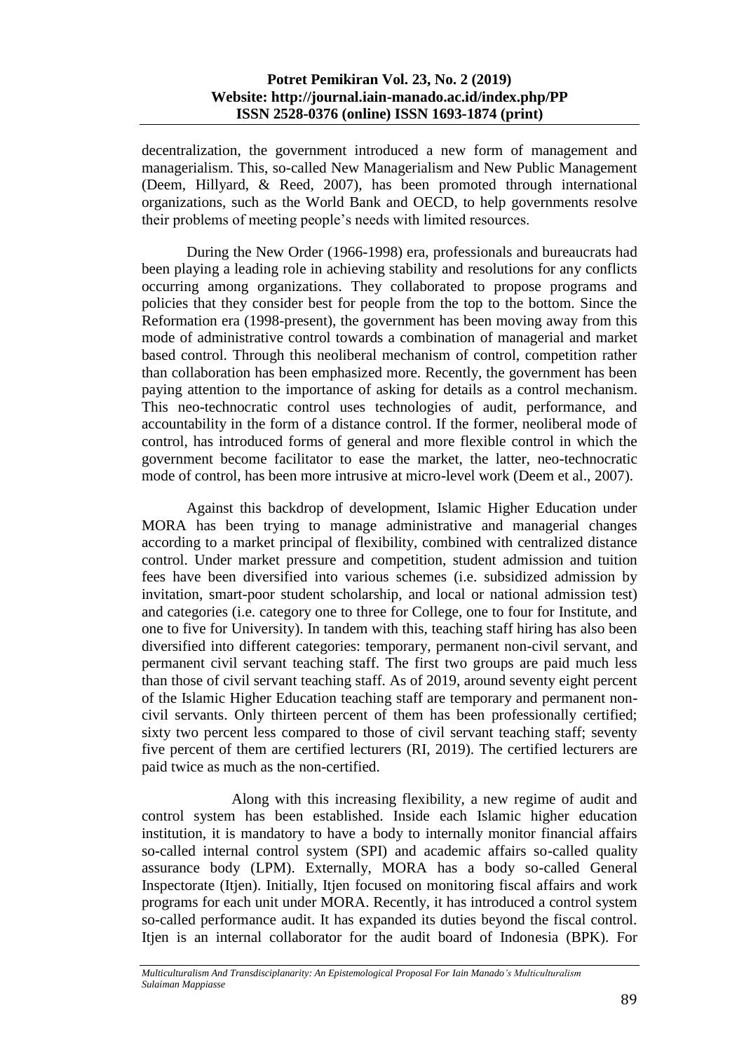decentralization, the government introduced a new form of management and managerialism. This, so-called New Managerialism and New Public Management (Deem, Hillyard, & Reed, 2007), has been promoted through international organizations, such as the World Bank and OECD, to help governments resolve their problems of meeting people's needs with limited resources.

During the New Order (1966-1998) era, professionals and bureaucrats had been playing a leading role in achieving stability and resolutions for any conflicts occurring among organizations. They collaborated to propose programs and policies that they consider best for people from the top to the bottom. Since the Reformation era (1998-present), the government has been moving away from this mode of administrative control towards a combination of managerial and market based control. Through this neoliberal mechanism of control, competition rather than collaboration has been emphasized more. Recently, the government has been paying attention to the importance of asking for details as a control mechanism. This neo-technocratic control uses technologies of audit, performance, and accountability in the form of a distance control. If the former, neoliberal mode of control, has introduced forms of general and more flexible control in which the government become facilitator to ease the market, the latter, neo-technocratic mode of control, has been more intrusive at micro-level work (Deem et al., 2007).

Against this backdrop of development, Islamic Higher Education under MORA has been trying to manage administrative and managerial changes according to a market principal of flexibility, combined with centralized distance control. Under market pressure and competition, student admission and tuition fees have been diversified into various schemes (i.e. subsidized admission by invitation, smart-poor student scholarship, and local or national admission test) and categories (i.e. category one to three for College, one to four for Institute, and one to five for University). In tandem with this, teaching staff hiring has also been diversified into different categories: temporary, permanent non-civil servant, and permanent civil servant teaching staff. The first two groups are paid much less than those of civil servant teaching staff. As of 2019, around seventy eight percent of the Islamic Higher Education teaching staff are temporary and permanent non-civil servants. Only thirteen percent of them has been professionally certified; sixty two percent less compared to those of civil servant teaching staff; seventy five percent of them are certified lecturers (RI, 2019). The certified lecturers are paid twice as much as the non-certified.

Along with this increasing flexibility, a new regime of audit and control system has been established. Inside each Islamic higher education institution, it is mandatory to have a body to internally monitor financial affairs so-called internal control system (SPI) and academic affairs so-called quality assurance body (LPM). Externally, MORA has a body so-called General Inspectorate (Itjen). Initially, Itjen focused on monitoring fiscal affairs and work programs for each unit under MORA. Recently, it has introduced a control system so-called performance audit. It has expanded its duties beyond the fiscal control. Itjen is an internal collaborator for the audit board of Indonesia (BPK). For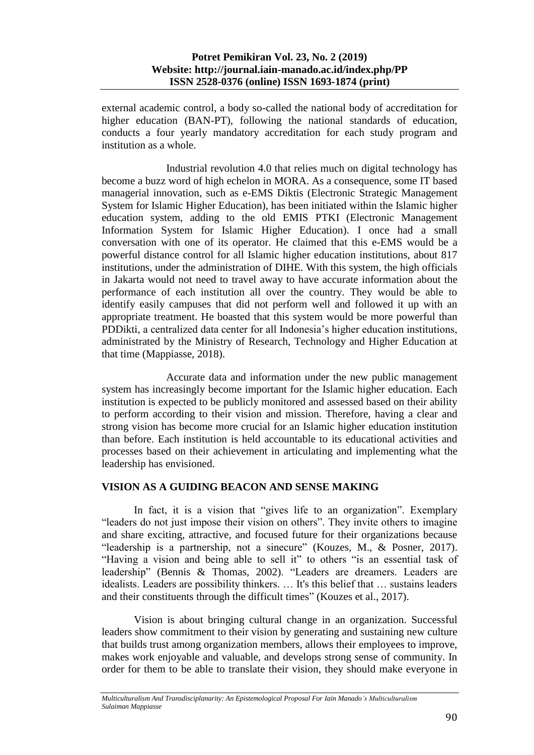external academic control, a body so-called the national body of accreditation for higher education (BAN-PT), following the national standards of education, conducts a four yearly mandatory accreditation for each study program and institution as a whole.

Industrial revolution 4.0 that relies much on digital technology has become a buzz word of high echelon in MORA. As a consequence, some IT based managerial innovation, such as e-EMS Diktis (Electronic Strategic Management System for Islamic Higher Education), has been initiated within the Islamic higher education system, adding to the old EMIS PTKI (Electronic Management Information System for Islamic Higher Education). I once had a small conversation with one of its operator. He claimed that this e-EMS would be a powerful distance control for all Islamic higher education institutions, about 817 institutions, under the administration of DIHE. With this system, the high officials in Jakarta would not need to travel away to have accurate information about the performance of each institution all over the country. They would be able to identify easily campuses that did not perform well and followed it up with an appropriate treatment. He boasted that this system would be more powerful than PDDikti, a centralized data center for all Indonesia's higher education institutions, administrated by the Ministry of Research, Technology and Higher Education at that time (Mappiasse, 2018).

Accurate data and information under the new public management system has increasingly become important for the Islamic higher education. Each institution is expected to be publicly monitored and assessed based on their ability to perform according to their vision and mission. Therefore, having a clear and strong vision has become more crucial for an Islamic higher education institution than before. Each institution is held accountable to its educational activities and processes based on their achievement in articulating and implementing what the leadership has envisioned.

## VISION AS A GUIDING BEACON AND SENSE MAKING

In fact, it is a vision that "gives life to an organization". Exemplary "leaders do not just impose their vision on others". They invite others to imagine and share exciting, attractive, and focused future for their organizations because "leadership is a partnership, not a sinecure" (Kouzes, M., & Posner, 2017). "Having a vision and being able to sell it" to others "is an essential task of leadership" (Bennis & Thomas, 2002). "Leaders are dreamers. Leaders are idealists. Leaders are possibility thinkers. … It's this belief that … sustains leaders and their constituents through the difficult times" (Kouzes et al., 2017).

Vision is about bringing cultural change in an organization. Successful leaders show commitment to their vision by generating and sustaining new culture that builds trust among organization members, allows their employees to improve, makes work enjoyable and valuable, and develops strong sense of community. In order for them to be able to translate their vision, they should make everyone in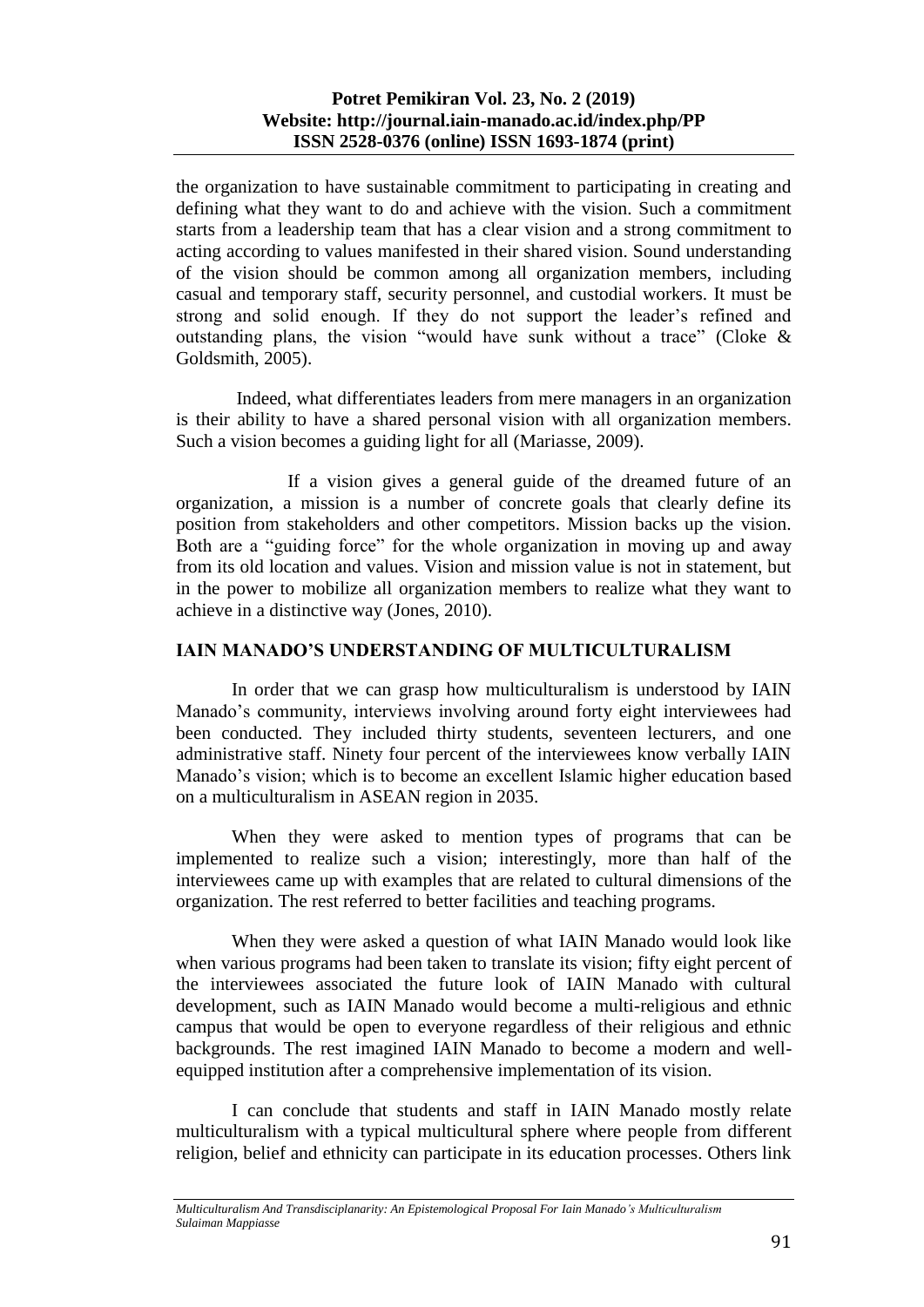the organization to have sustainable commitment to participating in creating and defining what they want to do and achieve with the vision. Such a commitment starts from a leadership team that has a clear vision and a strong commitment to acting according to values manifested in their shared vision. Sound understanding of the vision should be common among all organization members, including casual and temporary staff, security personnel, and custodial workers. It must be strong and solid enough. If they do not support the leader's refined and outstanding plans, the vision "would have sunk without a trace" (Cloke & Goldsmith, 2005).

Indeed, what differentiates leaders from mere managers in an organization is their ability to have a shared personal vision with all organization members. Such a vision becomes a guiding light for all (Mariasse, 2009).

If a vision gives a general guide of the dreamed future of an organization, a mission is a number of concrete goals that clearly define its position from stakeholders and other competitors. Mission backs up the vision. Both are a "guiding force" for the whole organization in moving up and away from its old location and values. Vision and mission value is not in statement, but in the power to mobilize all organization members to realize what they want to achieve in a distinctive way (Jones, 2010).

## IAIN MANADO'S UNDERSTANDING OF MULTICULTURALISM

In order that we can grasp how multiculturalism is understood by IAIN Manado's community, interviews involving around forty eight interviewees had been conducted. They included thirty students, seventeen lecturers, and one administrative staff. Ninety four percent of the interviewees know verbally IAIN Manado's vision; which is to become an excellent Islamic higher education based on a multiculturalism in ASEAN region in 2035.

When they were asked to mention types of programs that can be implemented to realize such a vision; interestingly, more than half of the interviewees came up with examples that are related to cultural dimensions of the organization. The rest referred to better facilities and teaching programs.

When they were asked a question of what IAIN Manado would look like when various programs had been taken to translate its vision; fifty eight percent of the interviewees associated the future look of IAIN Manado with cultural development, such as IAIN Manado would become a multi-religious and ethnic campus that would be open to everyone regardless of their religious and ethnic backgrounds. The rest imagined IAIN Manado to become a modern and well-equipped institution after a comprehensive implementation of its vision.

I can conclude that students and staff in IAIN Manado mostly relate multiculturalism with a typical multicultural sphere where people from different religion, belief and ethnicity can participate in its education processes. Others link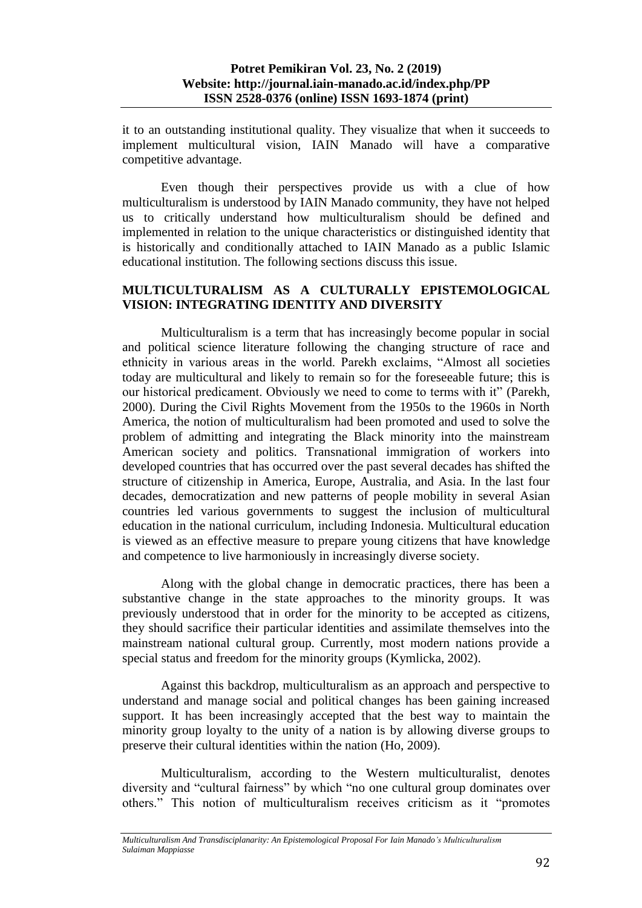it to an outstanding institutional quality. They visualize that when it succeeds to implement multicultural vision, IAIN Manado will have a comparative competitive advantage.

Even though their perspectives provide us with a clue of how multiculturalism is understood by IAIN Manado community, they have not helped us to critically understand how multiculturalism should be defined and implemented in relation to the unique characteristics or distinguished identity that is historically and conditionally attached to IAIN Manado as a public Islamic educational institution. The following sections discuss this issue.

## MULTICULTURALISM AS A CULTURALLY EPISTEMOLOGICAL VISION: INTEGRATING IDENTITY AND DIVERSITY

Multiculturalism is a term that has increasingly become popular in social and political science literature following the changing structure of race and ethnicity in various areas in the world. Parekh exclaims, "Almost all societies today are multicultural and likely to remain so for the foreseeable future; this is our historical predicament. Obviously we need to come to terms with it" (Parekh, 2000). During the Civil Rights Movement from the 1950s to the 1960s in North America, the notion of multiculturalism had been promoted and used to solve the problem of admitting and integrating the Black minority into the mainstream American society and politics. Transnational immigration of workers into developed countries that has occurred over the past several decades has shifted the structure of citizenship in America, Europe, Australia, and Asia. In the last four decades, democratization and new patterns of people mobility in several Asian countries led various governments to suggest the inclusion of multicultural education in the national curriculum, including Indonesia. Multicultural education is viewed as an effective measure to prepare young citizens that have knowledge and competence to live harmoniously in increasingly diverse society.

Along with the global change in democratic practices, there has been a substantive change in the state approaches to the minority groups. It was previously understood that in order for the minority to be accepted as citizens, they should sacrifice their particular identities and assimilate themselves into the mainstream national cultural group. Currently, most modern nations provide a special status and freedom for the minority groups (Kymlicka, 2002).

Against this backdrop, multiculturalism as an approach and perspective to understand and manage social and political changes has been gaining increased support. It has been increasingly accepted that the best way to maintain the minority group loyalty to the unity of a nation is by allowing diverse groups to preserve their cultural identities within the nation (Ho, 2009).

Multiculturalism, according to the Western multiculturalist, denotes diversity and "cultural fairness" by which "no one cultural group dominates over others." This notion of multiculturalism receives criticism as it "promotes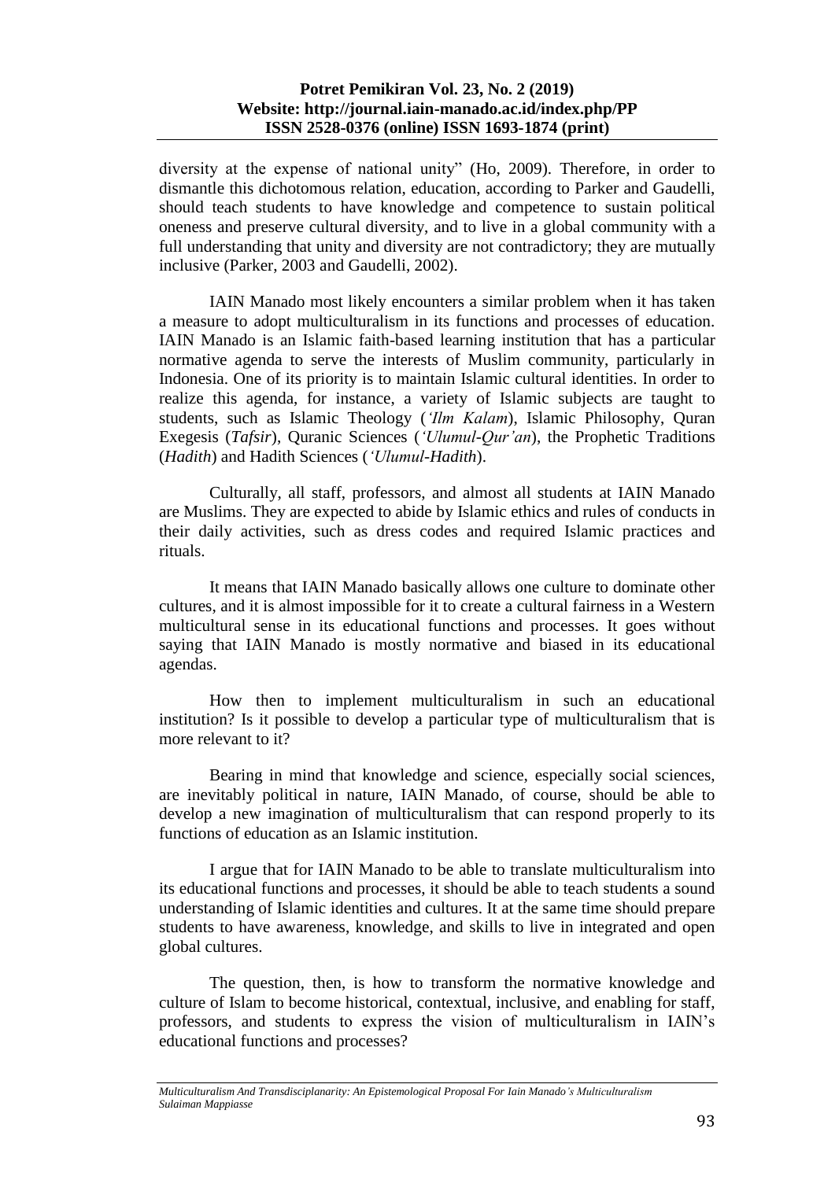diversity at the expense of national unity" (Ho, 2009). Therefore, in order to dismantle this dichotomous relation, education, according to Parker and Gaudelli, should teach students to have knowledge and competence to sustain political oneness and preserve cultural diversity, and to live in a global community with a full understanding that unity and diversity are not contradictory; they are mutually inclusive (Parker, 2003 and Gaudelli, 2002).

IAIN Manado most likely encounters a similar problem when it has taken a measure to adopt multiculturalism in its functions and processes of education. IAIN Manado is an Islamic faith-based learning institution that has a particular normative agenda to serve the interests of Muslim community, particularly in Indonesia. One of its priority is to maintain Islamic cultural identities. In order to realize this agenda, for instance, a variety of Islamic subjects are taught to students, such as Islamic Theology (*'Ilm Kalam*), Islamic Philosophy, Quran Exegesis (*Tafsir*), Quranic Sciences (*'Ulumul-Qur'an*), the Prophetic Traditions (*Hadith*) and Hadith Sciences (*'Ulumul-Hadith*).

Culturally, all staff, professors, and almost all students at IAIN Manado are Muslims. They are expected to abide by Islamic ethics and rules of conducts in their daily activities, such as dress codes and required Islamic practices and rituals.

It means that IAIN Manado basically allows one culture to dominate other cultures, and it is almost impossible for it to create a cultural fairness in a Western multicultural sense in its educational functions and processes. It goes without saying that IAIN Manado is mostly normative and biased in its educational agendas.

How then to implement multiculturalism in such an educational institution? Is it possible to develop a particular type of multiculturalism that is more relevant to it?

Bearing in mind that knowledge and science, especially social sciences, are inevitably political in nature, IAIN Manado, of course, should be able to develop a new imagination of multiculturalism that can respond properly to its functions of education as an Islamic institution.

I argue that for IAIN Manado to be able to translate multiculturalism into its educational functions and processes, it should be able to teach students a sound understanding of Islamic identities and cultures. It at the same time should prepare students to have awareness, knowledge, and skills to live in integrated and open global cultures.

The question, then, is how to transform the normative knowledge and culture of Islam to become historical, contextual, inclusive, and enabling for staff, professors, and students to express the vision of multiculturalism in IAIN's educational functions and processes?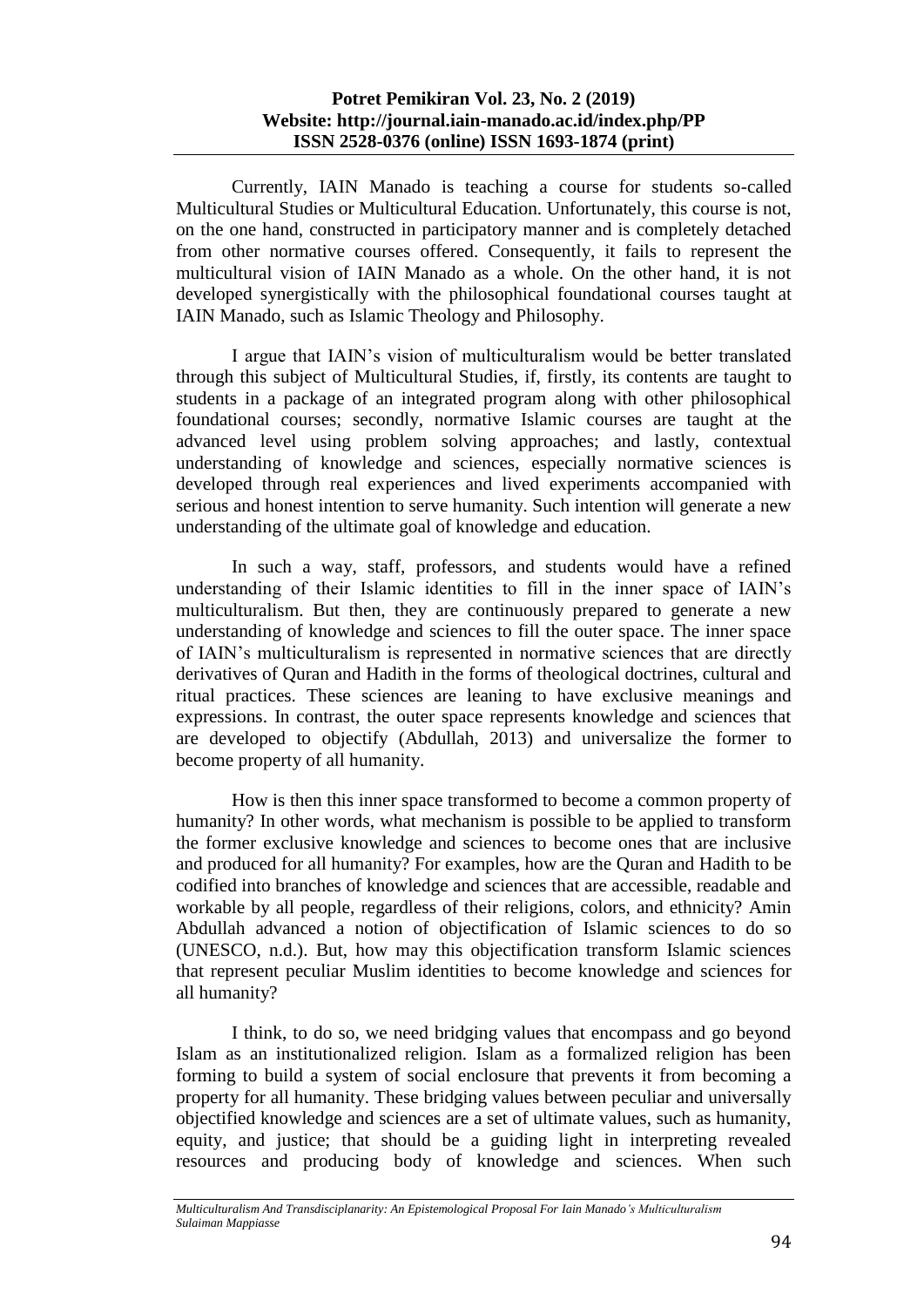Currently, IAIN Manado is teaching a course for students so-called Multicultural Studies or Multicultural Education. Unfortunately, this course is not, on the one hand, constructed in participatory manner and is completely detached from other normative courses offered. Consequently, it fails to represent the multicultural vision of IAIN Manado as a whole. On the other hand, it is not developed synergistically with the philosophical foundational courses taught at IAIN Manado, such as Islamic Theology and Philosophy.

I argue that IAIN's vision of multiculturalism would be better translated through this subject of Multicultural Studies, if, firstly, its contents are taught to students in a package of an integrated program along with other philosophical foundational courses; secondly, normative Islamic courses are taught at the advanced level using problem solving approaches; and lastly, contextual understanding of knowledge and sciences, especially normative sciences is developed through real experiences and lived experiments accompanied with serious and honest intention to serve humanity. Such intention will generate a new understanding of the ultimate goal of knowledge and education.

In such a way, staff, professors, and students would have a refined understanding of their Islamic identities to fill in the inner space of IAIN's multiculturalism. But then, they are continuously prepared to generate a new understanding of knowledge and sciences to fill the outer space. The inner space of IAIN's multiculturalism is represented in normative sciences that are directly derivatives of Quran and Hadith in the forms of theological doctrines, cultural and ritual practices. These sciences are leaning to have exclusive meanings and expressions. In contrast, the outer space represents knowledge and sciences that are developed to objectify (Abdullah, 2013) and universalize the former to become property of all humanity.

How is then this inner space transformed to become a common property of humanity? In other words, what mechanism is possible to be applied to transform the former exclusive knowledge and sciences to become ones that are inclusive and produced for all humanity? For examples, how are the Quran and Hadith to be codified into branches of knowledge and sciences that are accessible, readable and workable by all people, regardless of their religions, colors, and ethnicity? Amin Abdullah advanced a notion of objectification of Islamic sciences to do so (UNESCO, n.d.). But, how may this objectification transform Islamic sciences that represent peculiar Muslim identities to become knowledge and sciences for all humanity?

I think, to do so, we need bridging values that encompass and go beyond Islam as an institutionalized religion. Islam as a formalized religion has been forming to build a system of social enclosure that prevents it from becoming a property for all humanity. These bridging values between peculiar and universally objectified knowledge and sciences are a set of ultimate values, such as humanity, equity, and justice; that should be a guiding light in interpreting revealed resources and producing body of knowledge and sciences. When such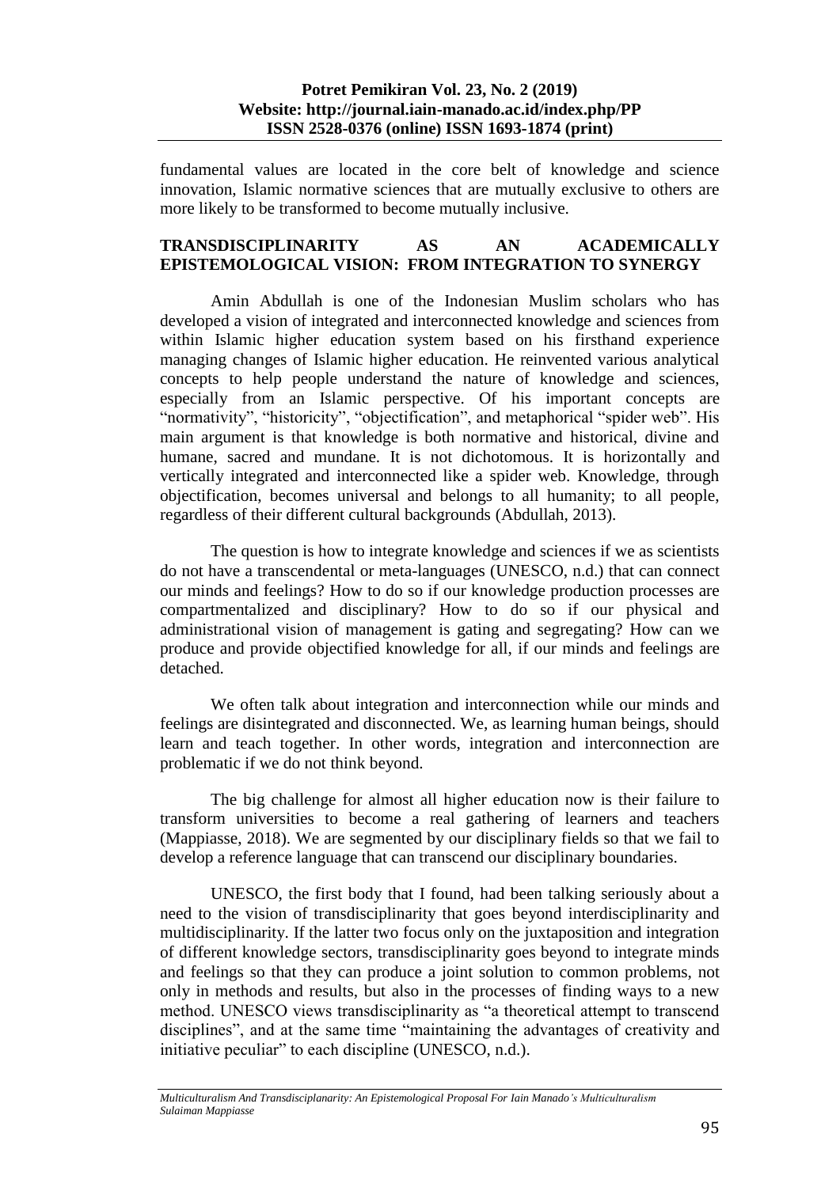fundamental values are located in the core belt of knowledge and science innovation, Islamic normative sciences that are mutually exclusive to others are more likely to be transformed to become mutually inclusive.

## TRANSDISCIPLINARITY AS AN ACADEMICALLY EPISTEMOLOGICAL VISION: FROM INTEGRATION TO SYNERGY

Amin Abdullah is one of the Indonesian Muslim scholars who has developed a vision of integrated and interconnected knowledge and sciences from within Islamic higher education system based on his firsthand experience managing changes of Islamic higher education. He reinvented various analytical concepts to help people understand the nature of knowledge and sciences, especially from an Islamic perspective. Of his important concepts are "normativity", "historicity", "objectification", and metaphorical "spider web". His main argument is that knowledge is both normative and historical, divine and humane, sacred and mundane. It is not dichotomous. It is horizontally and vertically integrated and interconnected like a spider web. Knowledge, through objectification, becomes universal and belongs to all humanity; to all people, regardless of their different cultural backgrounds (Abdullah, 2013).

The question is how to integrate knowledge and sciences if we as scientists do not have a transcendental or meta-languages (UNESCO, n.d.) that can connect our minds and feelings? How to do so if our knowledge production processes are compartmentalized and disciplinary? How to do so if our physical and administrational vision of management is gating and segregating? How can we produce and provide objectified knowledge for all, if our minds and feelings are detached.

We often talk about integration and interconnection while our minds and feelings are disintegrated and disconnected. We, as learning human beings, should learn and teach together. In other words, integration and interconnection are problematic if we do not think beyond.

The big challenge for almost all higher education now is their failure to transform universities to become a real gathering of learners and teachers (Mappiasse, 2018). We are segmented by our disciplinary fields so that we fail to develop a reference language that can transcend our disciplinary boundaries.

UNESCO, the first body that I found, had been talking seriously about a need to the vision of transdisciplinarity that goes beyond interdisciplinarity and multidisciplinarity. If the latter two focus only on the juxtaposition and integration of different knowledge sectors, transdisciplinarity goes beyond to integrate minds and feelings so that they can produce a joint solution to common problems, not only in methods and results, but also in the processes of finding ways to a new method. UNESCO views transdisciplinarity as "a theoretical attempt to transcend disciplines", and at the same time "maintaining the advantages of creativity and initiative peculiar" to each discipline (UNESCO, n.d.).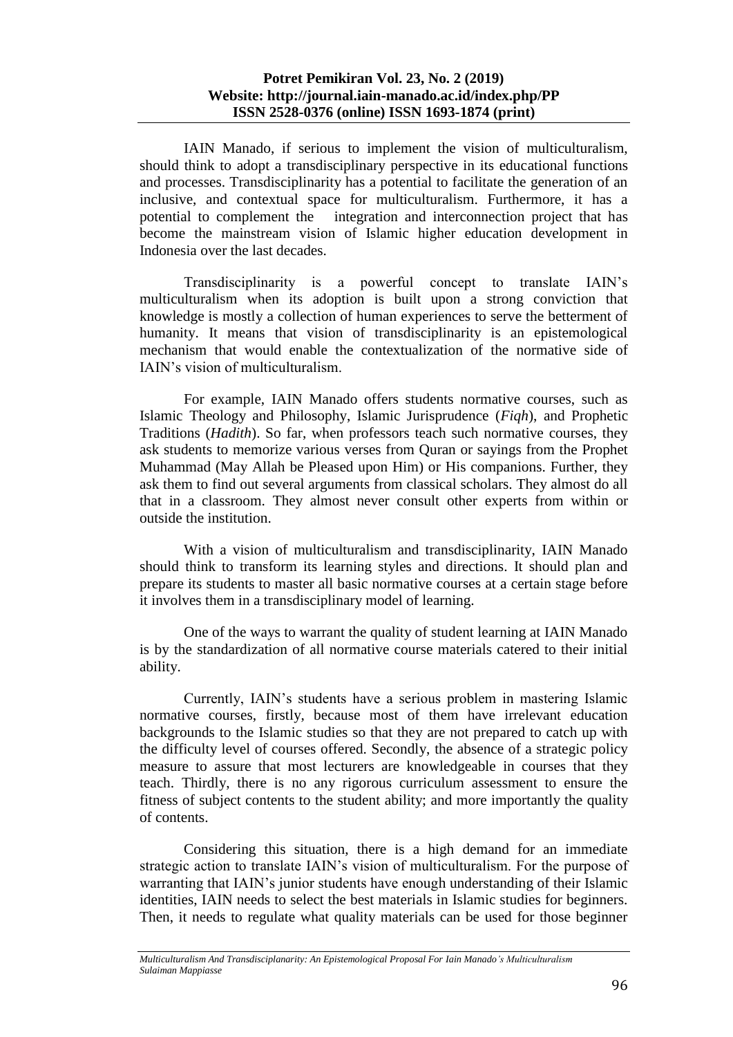IAIN Manado, if serious to implement the vision of multiculturalism, should think to adopt a transdisciplinary perspective in its educational functions and processes. Transdisciplinarity has a potential to facilitate the generation of an inclusive, and contextual space for multiculturalism. Furthermore, it has a potential to complement the integration and interconnection project that has become the mainstream vision of Islamic higher education development in Indonesia over the last decades.

Transdisciplinarity is a powerful concept to translate IAIN's multiculturalism when its adoption is built upon a strong conviction that knowledge is mostly a collection of human experiences to serve the betterment of humanity. It means that vision of transdisciplinarity is an epistemological mechanism that would enable the contextualization of the normative side of IAIN's vision of multiculturalism.

For example, IAIN Manado offers students normative courses, such as Islamic Theology and Philosophy, Islamic Jurisprudence (*Fiqh*), and Prophetic Traditions (*Hadith*). So far, when professors teach such normative courses, they ask students to memorize various verses from Quran or sayings from the Prophet Muhammad (May Allah be Pleased upon Him) or His companions. Further, they ask them to find out several arguments from classical scholars. They almost do all that in a classroom. They almost never consult other experts from within or outside the institution.

With a vision of multiculturalism and transdisciplinarity, IAIN Manado should think to transform its learning styles and directions. It should plan and prepare its students to master all basic normative courses at a certain stage before it involves them in a transdisciplinary model of learning.

One of the ways to warrant the quality of student learning at IAIN Manado is by the standardization of all normative course materials catered to their initial ability.

Currently, IAIN's students have a serious problem in mastering Islamic normative courses, firstly, because most of them have irrelevant education backgrounds to the Islamic studies so that they are not prepared to catch up with the difficulty level of courses offered. Secondly, the absence of a strategic policy measure to assure that most lecturers are knowledgeable in courses that they teach. Thirdly, there is no any rigorous curriculum assessment to ensure the fitness of subject contents to the student ability; and more importantly the quality of contents.

Considering this situation, there is a high demand for an immediate strategic action to translate IAIN's vision of multiculturalism. For the purpose of warranting that IAIN's junior students have enough understanding of their Islamic identities, IAIN needs to select the best materials in Islamic studies for beginners. Then, it needs to regulate what quality materials can be used for those beginner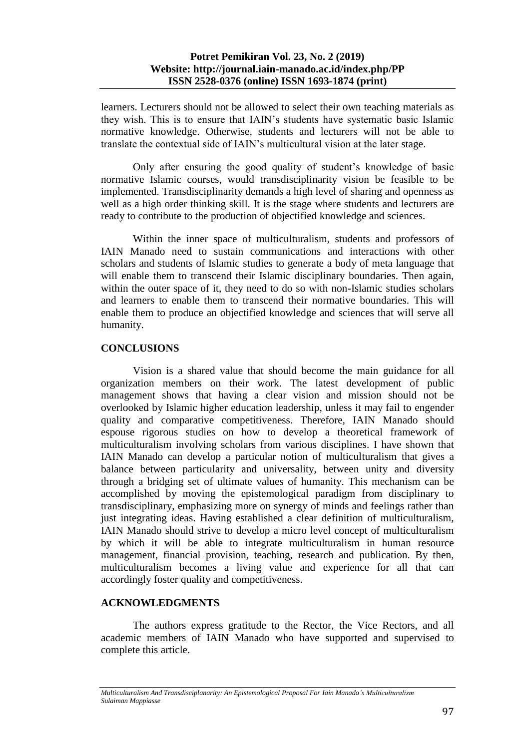learners. Lecturers should not be allowed to select their own teaching materials as they wish. This is to ensure that IAIN's students have systematic basic Islamic normative knowledge. Otherwise, students and lecturers will not be able to translate the contextual side of IAIN's multicultural vision at the later stage.

Only after ensuring the good quality of student's knowledge of basic normative Islamic courses, would transdisciplinarity vision be feasible to be implemented. Transdisciplinarity demands a high level of sharing and openness as well as a high order thinking skill. It is the stage where students and lecturers are ready to contribute to the production of objectified knowledge and sciences.

Within the inner space of multiculturalism, students and professors of IAIN Manado need to sustain communications and interactions with other scholars and students of Islamic studies to generate a body of meta language that will enable them to transcend their Islamic disciplinary boundaries. Then again, within the outer space of it, they need to do so with non-Islamic studies scholars and learners to enable them to transcend their normative boundaries. This will enable them to produce an objectified knowledge and sciences that will serve all humanity.

## CONCLUSIONS

Vision is a shared value that should become the main guidance for all organization members on their work. The latest development of public management shows that having a clear vision and mission should not be overlooked by Islamic higher education leadership, unless it may fail to engender quality and comparative competitiveness. Therefore, IAIN Manado should espouse rigorous studies on how to develop a theoretical framework of multiculturalism involving scholars from various disciplines. I have shown that IAIN Manado can develop a particular notion of multiculturalism that gives a balance between particularity and universality, between unity and diversity through a bridging set of ultimate values of humanity. This mechanism can be accomplished by moving the epistemological paradigm from disciplinary to transdisciplinary, emphasizing more on synergy of minds and feelings rather than just integrating ideas. Having established a clear definition of multiculturalism, IAIN Manado should strive to develop a micro level concept of multiculturalism by which it will be able to integrate multiculturalism in human resource management, financial provision, teaching, research and publication. By then, multiculturalism becomes a living value and experience for all that can accordingly foster quality and competitiveness.

## ACKNOWLEDGMENTS

The authors express gratitude to the Rector, the Vice Rectors, and all academic members of IAIN Manado who have supported and supervised to complete this article.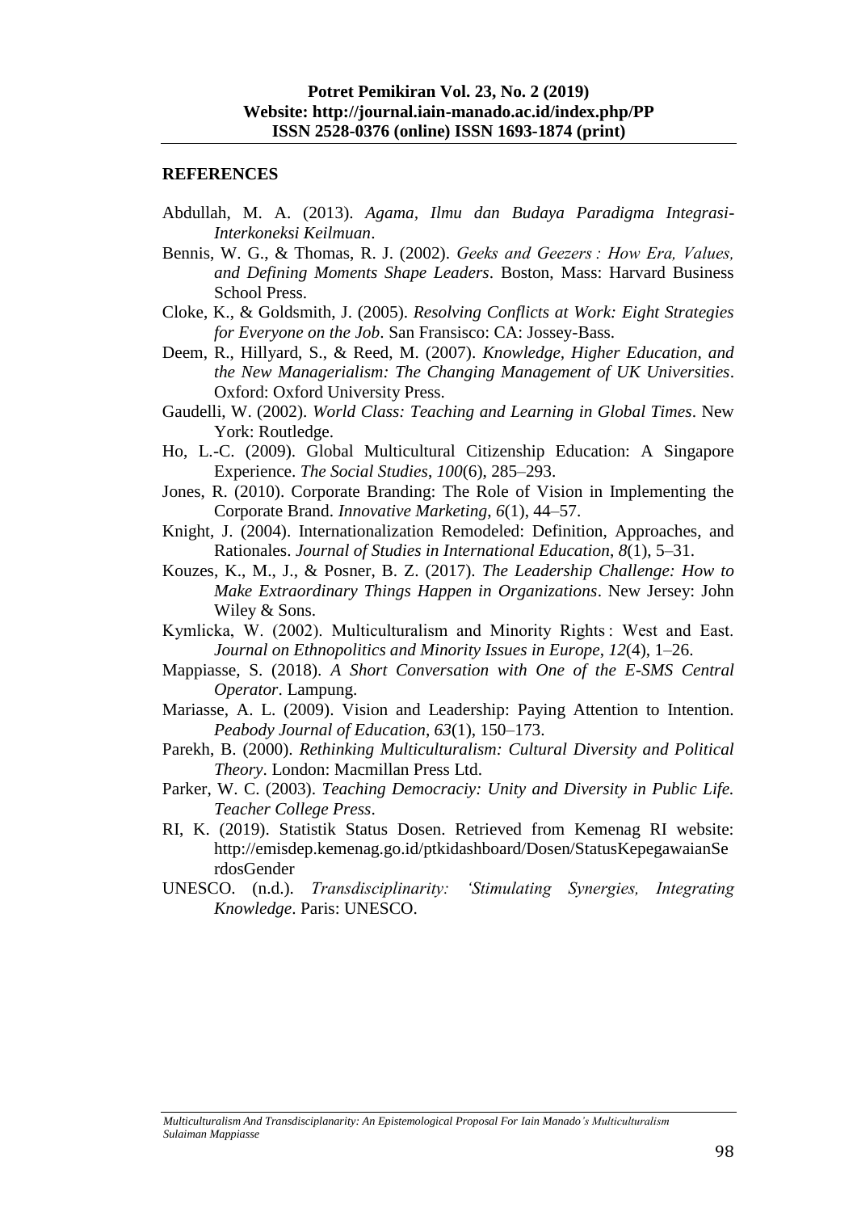## REFERENCES

Abdullah, M. A. (2013). *Agama, Ilmu dan Budaya Paradigma Integrasi-Interkoneksi Keilmuan*.

Bennis, W. G., & Thomas, R. J. (2002). *Geeks and Geezers : How Era, Values, and Defining Moments Shape Leaders*. Boston, Mass: Harvard Business School Press.

Cloke, K., & Goldsmith, J. (2005). *Resolving Conflicts at Work: Eight Strategies for Everyone on the Job*. San Fransisco: CA: Jossey-Bass.

Deem, R., Hillyard, S., & Reed, M. (2007). *Knowledge, Higher Education, and the New Managerialism: The Changing Management of UK Universities*. Oxford: Oxford University Press.

Gaudelli, W. (2002). *World Class: Teaching and Learning in Global Times*. New York: Routledge.

Ho, L.-C. (2009). Global Multicultural Citizenship Education: A Singapore Experience. *The Social Studies*, *100*(6), 285–293.

Jones, R. (2010). Corporate Branding: The Role of Vision in Implementing the Corporate Brand. *Innovative Marketing*, *6*(1), 44–57.

Knight, J. (2004). Internationalization Remodeled: Definition, Approaches, and Rationales. *Journal of Studies in International Education*, *8*(1), 5–31.

Kouzes, K., M., J., & Posner, B. Z. (2017). *The Leadership Challenge: How to Make Extraordinary Things Happen in Organizations*. New Jersey: John Wiley & Sons.

Kymlicka, W. (2002). Multiculturalism and Minority Rights : West and East. *Journal on Ethnopolitics and Minority Issues in Europe*, *12*(4), 1–26.

Mappiasse, S. (2018). *A Short Conversation with One of the E-SMS Central Operator*. Lampung.

Mariasse, A. L. (2009). Vision and Leadership: Paying Attention to Intention. *Peabody Journal of Education*, *63*(1), 150–173.

Parekh, B. (2000). *Rethinking Multiculturalism: Cultural Diversity and Political Theory*. London: Macmillan Press Ltd.

Parker, W. C. (2003). *Teaching Democraciy: Unity and Diversity in Public Life. Teacher College Press*.

RI, K. (2019). Statistik Status Dosen. Retrieved from Kemenag RI website: http://emisdep.kemenag.go.id/ptkidashboard/Dosen/StatusKepegawaianSerdosGender

UNESCO. (n.d.). *Transdisciplinarity: 'Stimulating Synergies, Integrating Knowledge*. Paris: UNESCO.